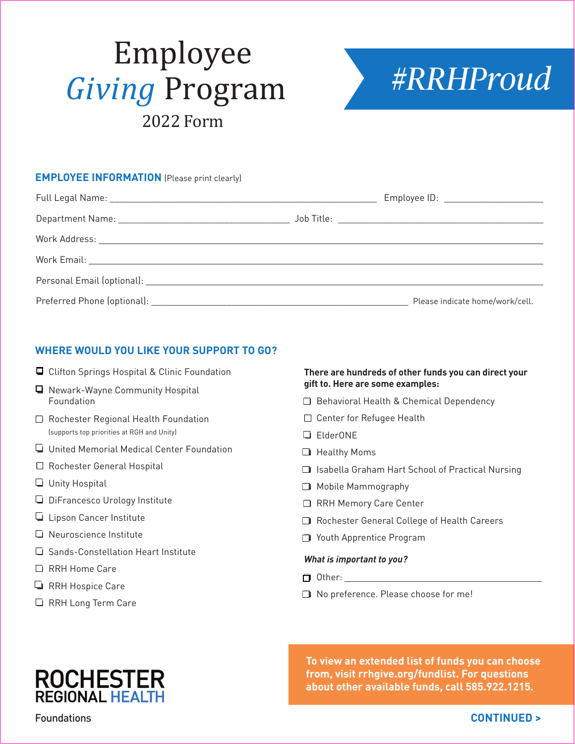# Employee *Giving* Program

2022 Form

**#RRHProud**

## EMPLOYEE INFORMATION (Please print clearly)

Full Legal Name: ______________________________ Employee ID: ____________

Department Name: ____________________ Job Title: ______________________

Work Address: ____________________________________________

Work Email: ____________________________________________

Personal Email (optional): ____________________________________________

Preferred Phone (optional): ______________________________ Please indicate home/work/cell.

## WHERE WOULD YOU LIKE YOUR SUPPORT TO GO?

- ☐ Clifton Springs Hospital & Clinic Foundation
- ☐ Newark-Wayne Community Hospital Foundation
- ☐ Rochester Regional Health Foundation (supports top priorities at RGH and Unity)
- ☐ United Memorial Medical Center Foundation
- ☐ Rochester General Hospital
- ☐ Unity Hospital
- ☐ DiFrancesco Urology Institute
- ☐ Lipson Cancer Institute
- ☐ Neuroscience Institute
- ☐ Sands-Constellation Heart Institute
- ☐ RRH Home Care
- ☐ RRH Hospice Care
- ☐ RRH Long Term Care

**There are hundreds of other funds you can direct your gift to. Here are some examples:**

- ☐ Behavioral Health & Chemical Dependency
- ☐ Center for Refugee Health
- ☐ ElderONE
- ☐ Healthy Moms
- ☐ Isabella Graham Hart School of Practical Nursing
- ☐ Mobile Mammography
- ☐ RRH Memory Care Center
- ☐ Rochester General College of Health Careers
- ☐ Youth Apprentice Program

***What is important to you?***

- ☐ Other: ______________________________
- ☐ No preference. Please choose for me!

**To view an extended list of funds you can choose from, visit rrhgive.org/fundlist. For questions about other available funds, call 585.922.1215.**

ROCHESTER REGIONAL HEALTH Foundations

**CONTINUED >**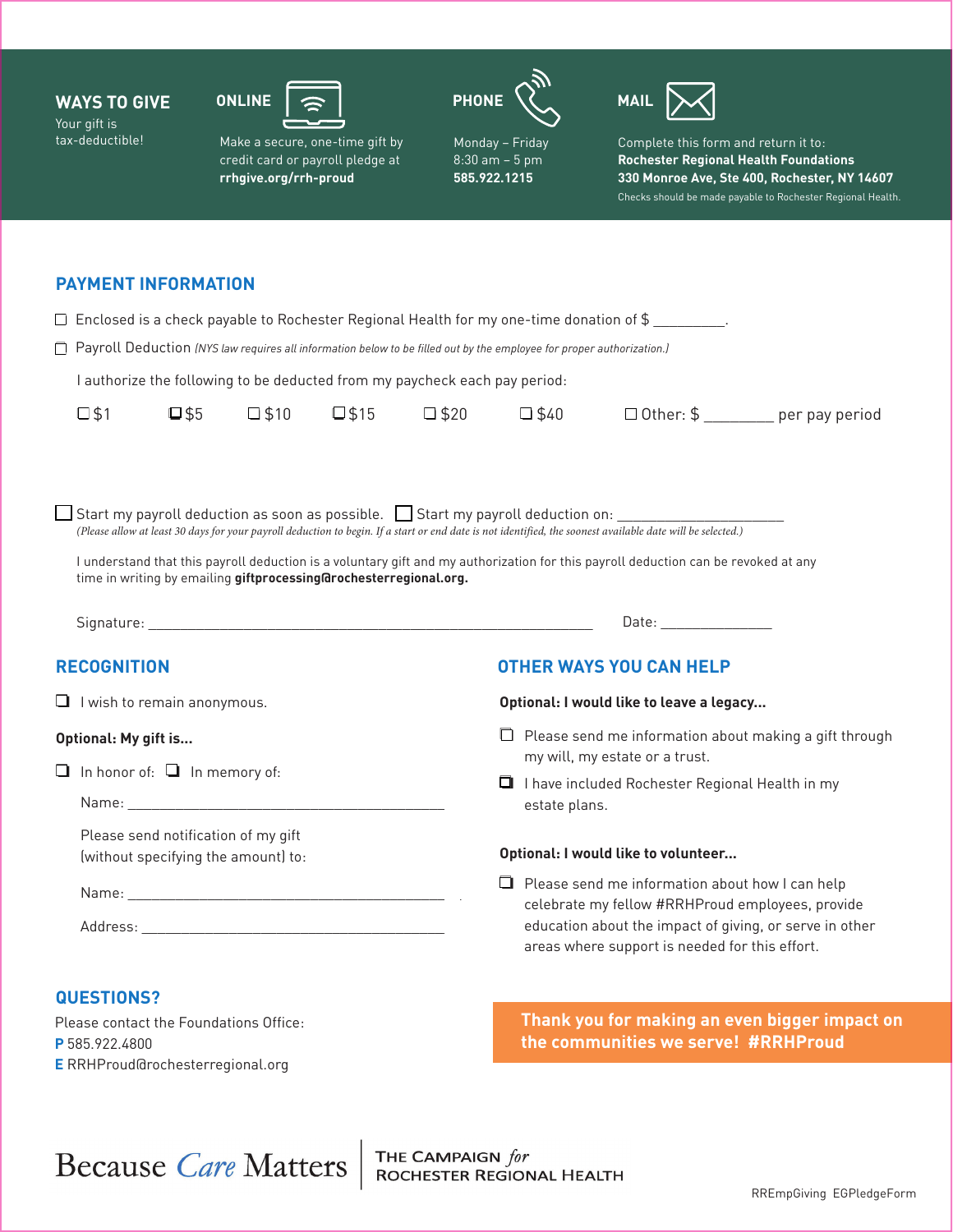## WAYS TO GIVE

Your gift is tax-deductible!

**ONLINE**

Make a secure, one-time gift by credit card or payroll pledge at **rrhgive.org/rrh-proud**

**PHONE**

Monday – Friday
8:30 am – 5 pm
**585.922.1215**

**MAIL**

Complete this form and return it to:
**Rochester Regional Health Foundations**
**330 Monroe Ave, Ste 400, Rochester, NY 14607**
Checks should be made payable to Rochester Regional Health.

## PAYMENT INFORMATION

☐ Enclosed is a check payable to Rochester Regional Health for my one-time donation of $ __________.

☐ Payroll Deduction *(NYS law requires all information below to be filled out by the employee for proper authorization.)*

I authorize the following to be deducted from my paycheck each pay period:

☐ $1 ☐ $5 ☐ $10 ☐ $15 ☐ $20 ☐ $40 ☐ Other: $ _________ per pay period

☐ Start my payroll deduction as soon as possible. ☐ Start my payroll deduction on: ______________________
*(Please allow at least 30 days for your payroll deduction to begin. If a start or end date is not identified, the soonest available date will be selected.)*

I understand that this payroll deduction is a voluntary gift and my authorization for this payroll deduction can be revoked at any time in writing by emailing **giftprocessing@rochesterregional.org.**

Signature: ____________________________________________________________ Date: _______________

## RECOGNITION

☐ I wish to remain anonymous.

**Optional: My gift is...**

☐ In honor of: ☐ In memory of:

Name: ____________________________________________

Please send notification of my gift (without specifying the amount) to:

Name: ____________________________________________

Address: __________________________________________

## OTHER WAYS YOU CAN HELP

**Optional: I would like to leave a legacy...**

☐ Please send me information about making a gift through my will, my estate or a trust.

☐ I have included Rochester Regional Health in my estate plans.

**Optional: I would like to volunteer...**

☐ Please send me information about how I can help celebrate my fellow #RRHProud employees, provide education about the impact of giving, or serve in other areas where support is needed for this effort.

## QUESTIONS?

Please contact the Foundations Office:
**P** 585.922.4800
**E** RRHProud@rochesterregional.org

**Thank you for making an even bigger impact on the communities we serve! #RRHProud**

Because *Care* Matters | THE CAMPAIGN *for* ROCHESTER REGIONAL HEALTH

RREmpGiving EGPledgeForm